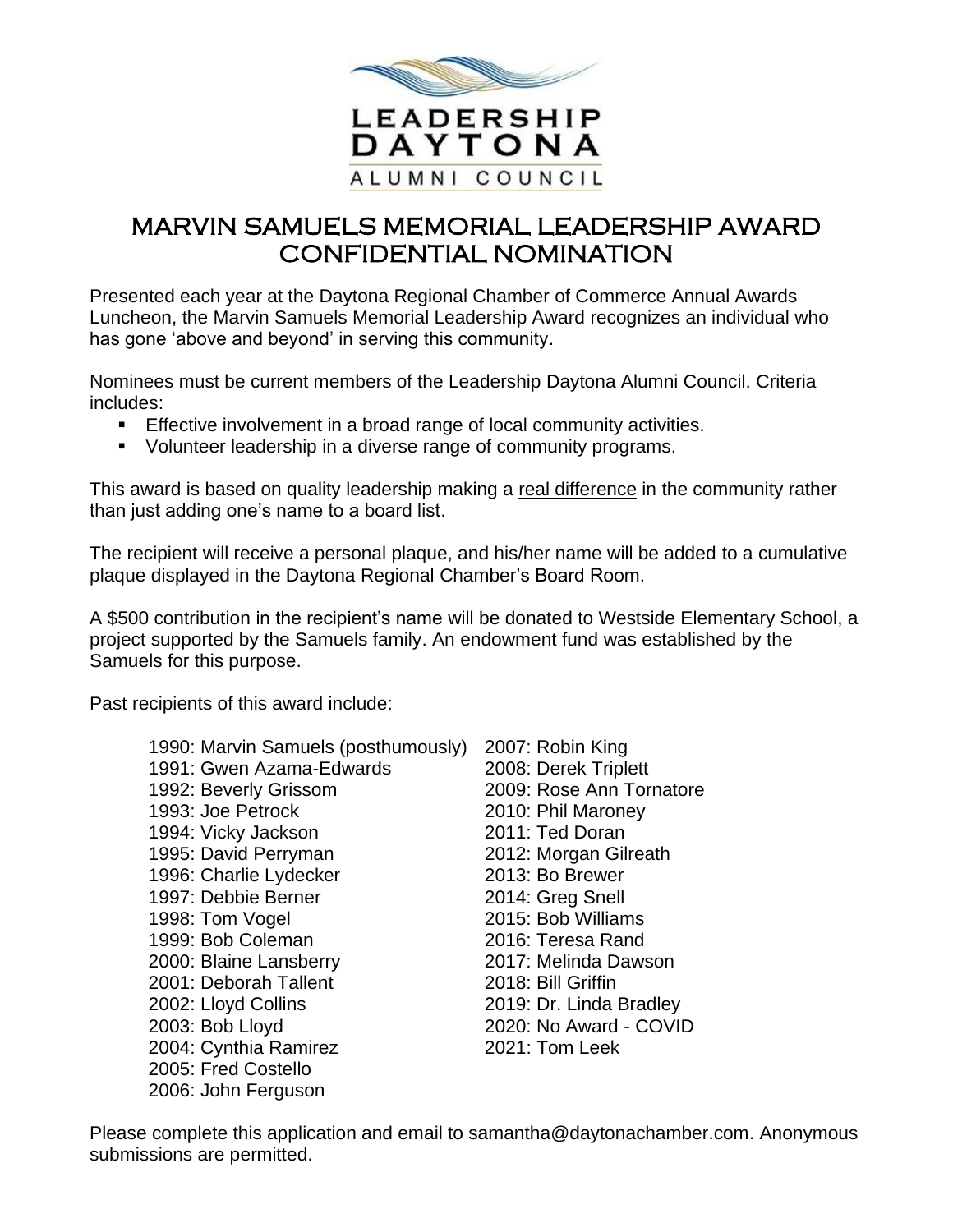LEADERSHIP
DAYTONA
ALUMNI COUNCIL

# MARVIN SAMUELS MEMORIAL LEADERSHIP AWARD CONFIDENTIAL NOMINATION

Presented each year at the Daytona Regional Chamber of Commerce Annual Awards Luncheon, the Marvin Samuels Memorial Leadership Award recognizes an individual who has gone 'above and beyond' in serving this community.

Nominees must be current members of the Leadership Daytona Alumni Council. Criteria includes:

- Effective involvement in a broad range of local community activities.
- Volunteer leadership in a diverse range of community programs.

This award is based on quality leadership making a real difference in the community rather than just adding one's name to a board list.

The recipient will receive a personal plaque, and his/her name will be added to a cumulative plaque displayed in the Daytona Regional Chamber's Board Room.

A $500 contribution in the recipient's name will be donated to Westside Elementary School, a project supported by the Samuels family. An endowment fund was established by the Samuels for this purpose.

Past recipients of this award include:

1990: Marvin Samuels (posthumously)
1991: Gwen Azama-Edwards
1992: Beverly Grissom
1993: Joe Petrock
1994: Vicky Jackson
1995: David Perryman
1996: Charlie Lydecker
1997: Debbie Berner
1998: Tom Vogel
1999: Bob Coleman
2000: Blaine Lansberry
2001: Deborah Tallent
2002: Lloyd Collins
2003: Bob Lloyd
2004: Cynthia Ramirez
2005: Fred Costello
2006: John Ferguson
2007: Robin King
2008: Derek Triplett
2009: Rose Ann Tornatore
2010: Phil Maroney
2011: Ted Doran
2012: Morgan Gilreath
2013: Bo Brewer
2014: Greg Snell
2015: Bob Williams
2016: Teresa Rand
2017: Melinda Dawson
2018: Bill Griffin
2019: Dr. Linda Bradley
2020: No Award - COVID
2021: Tom Leek

Please complete this application and email to samantha@daytonachamber.com. Anonymous submissions are permitted.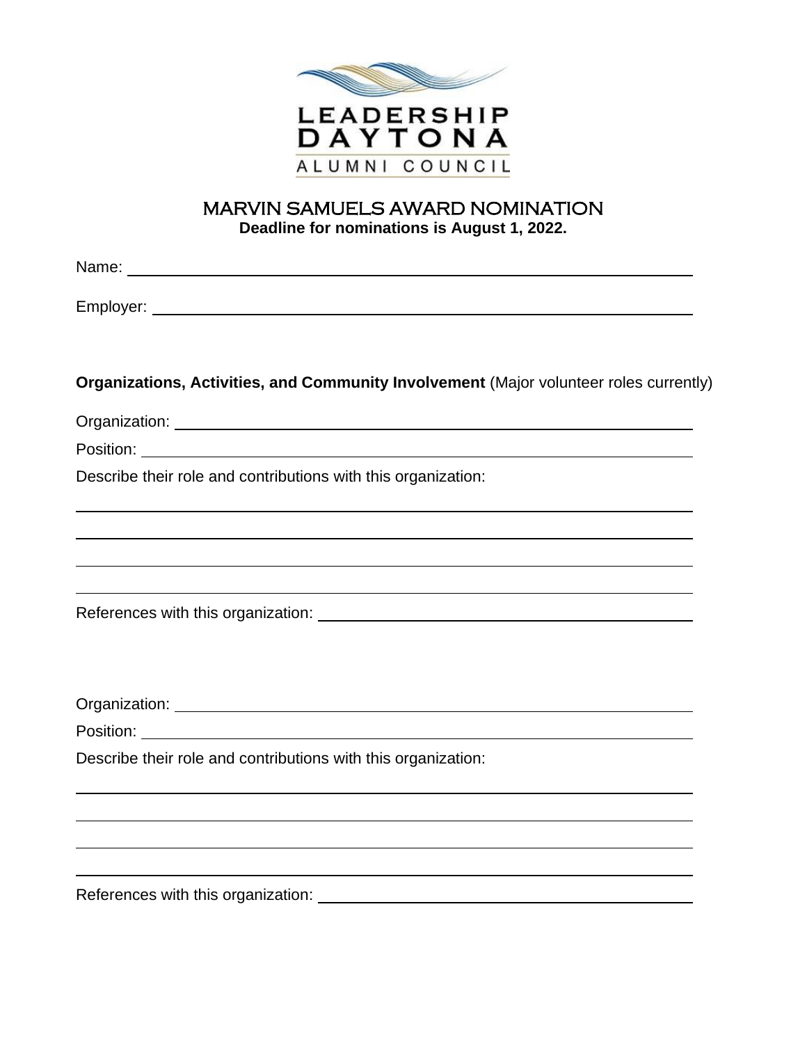LEADERSHIP DAYTONA

ALUMNI COUNCIL

# MARVIN SAMUELS AWARD NOMINATION

**Deadline for nominations is August 1, 2022.**

Name: ______________________________________________

Employer: ______________________________________________

**Organizations, Activities, and Community Involvement** (Major volunteer roles currently)

Organization: ______________________________________________

Position: ______________________________________________

Describe their role and contributions with this organization:

______________________________________________

______________________________________________

______________________________________________

______________________________________________

References with this organization: ______________________________

Organization: ______________________________________________

Position: ______________________________________________

Describe their role and contributions with this organization:

______________________________________________

______________________________________________

______________________________________________

______________________________________________

References with this organization: ______________________________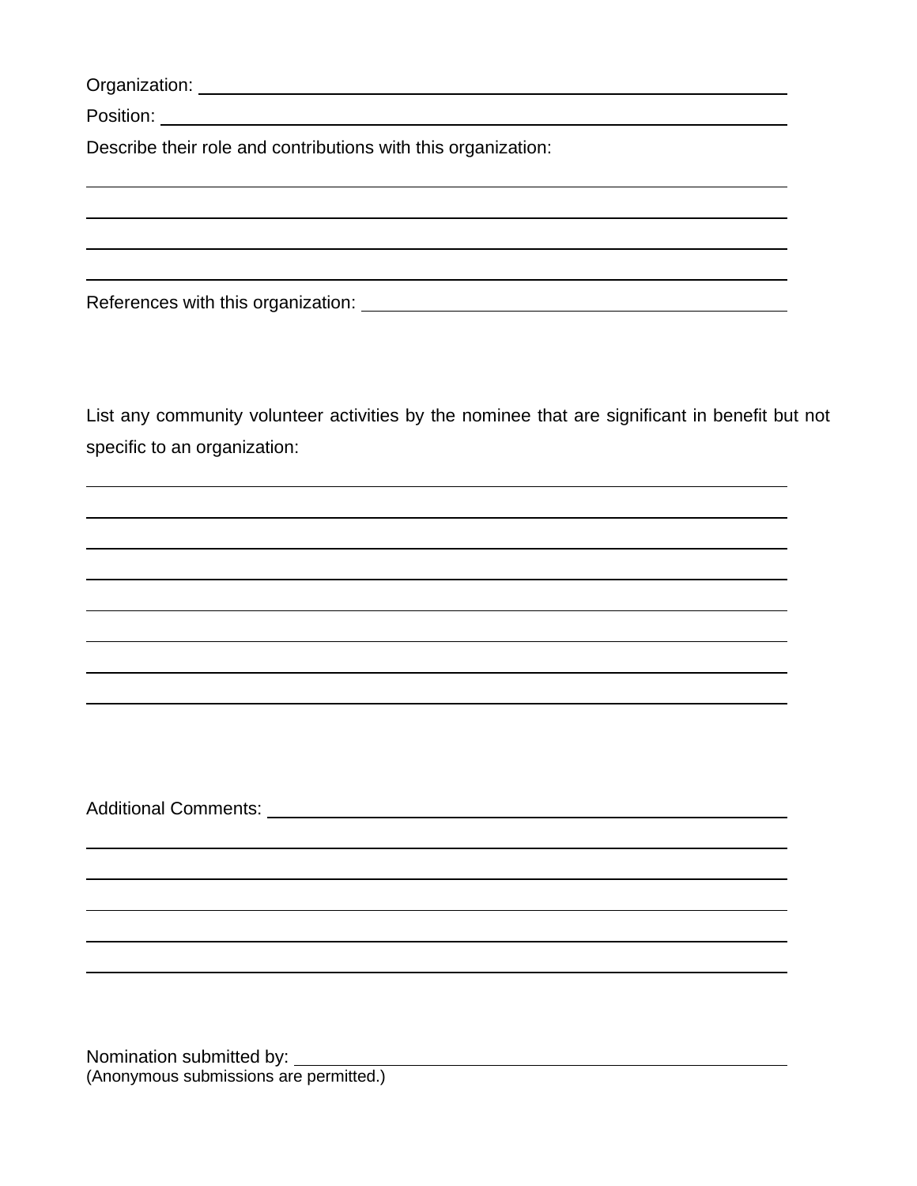Organization: ______________________________________________

Position: ______________________________________________

Describe their role and contributions with this organization:

______________________________________________

______________________________________________

______________________________________________

______________________________________________

References with this organization: ______________________________

List any community volunteer activities by the nominee that are significant in benefit but not specific to an organization:

______________________________________________

______________________________________________

______________________________________________

______________________________________________

______________________________________________

______________________________________________

______________________________________________

______________________________________________

Additional Comments: ______________________________________________

______________________________________________

______________________________________________

______________________________________________

______________________________________________

______________________________________________

Nomination submitted by: ______________________________________________
(Anonymous submissions are permitted.)